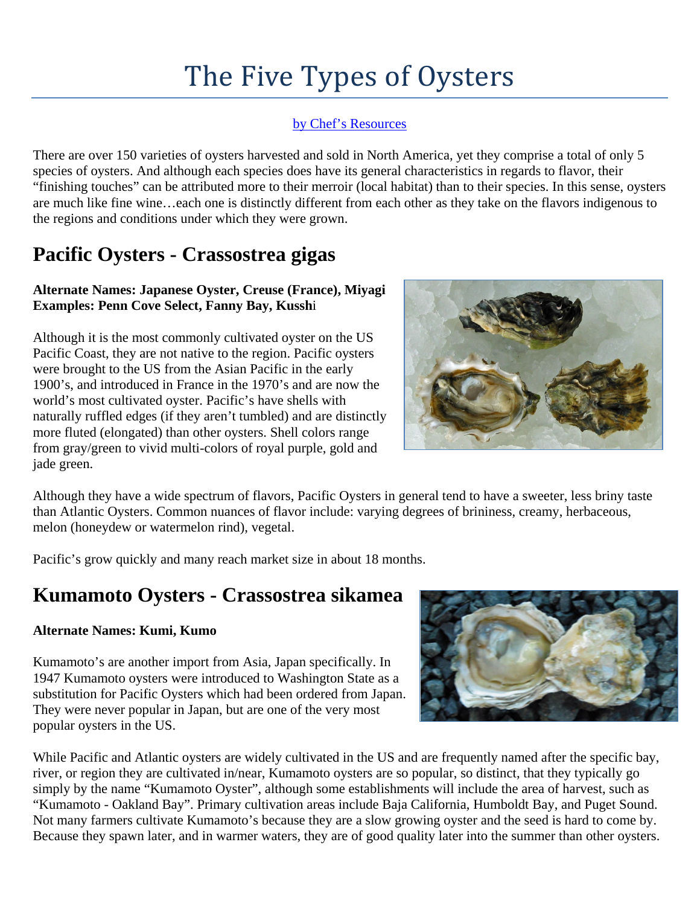# The Five Types of Oysters

[by Chef's Resources]

There are over 150 varieties of oysters harvested and sold in North America, yet they comprise a total of only 5 species of oysters. And although each species does have its general characteristics in regards to flavor, their "finishing touches" can be attributed more to their merroir (local habitat) than to their species. In this sense, oysters are much like fine wine…each one is distinctly different from each other as they take on the flavors indigenous to the regions and conditions under which they were grown.

## Pacific Oysters - Crassostrea gigas

**Alternate Names: Japanese Oyster, Creuse (France), Miyagi**
**Examples: Penn Cove Select, Fanny Bay, Kusshi**

Although it is the most commonly cultivated oyster on the US Pacific Coast, they are not native to the region. Pacific oysters were brought to the US from the Asian Pacific in the early 1900's, and introduced in France in the 1970's and are now the world's most cultivated oyster. Pacific's have shells with naturally ruffled edges (if they aren't tumbled) and are distinctly more fluted (elongated) than other oysters. Shell colors range from gray/green to vivid multi-colors of royal purple, gold and jade green.

Although they have a wide spectrum of flavors, Pacific Oysters in general tend to have a sweeter, less briny taste than Atlantic Oysters. Common nuances of flavor include: varying degrees of brininess, creamy, herbaceous, melon (honeydew or watermelon rind), vegetal.

Pacific's grow quickly and many reach market size in about 18 months.

## Kumamoto Oysters - Crassostrea sikamea

**Alternate Names: Kumi, Kumo**

Kumamoto's are another import from Asia, Japan specifically. In 1947 Kumamoto oysters were introduced to Washington State as a substitution for Pacific Oysters which had been ordered from Japan. They were never popular in Japan, but are one of the very most popular oysters in the US.

While Pacific and Atlantic oysters are widely cultivated in the US and are frequently named after the specific bay, river, or region they are cultivated in/near, Kumamoto oysters are so popular, so distinct, that they typically go simply by the name "Kumamoto Oyster", although some establishments will include the area of harvest, such as "Kumamoto - Oakland Bay". Primary cultivation areas include Baja California, Humboldt Bay, and Puget Sound. Not many farmers cultivate Kumamoto's because they are a slow growing oyster and the seed is hard to come by. Because they spawn later, and in warmer waters, they are of good quality later into the summer than other oysters.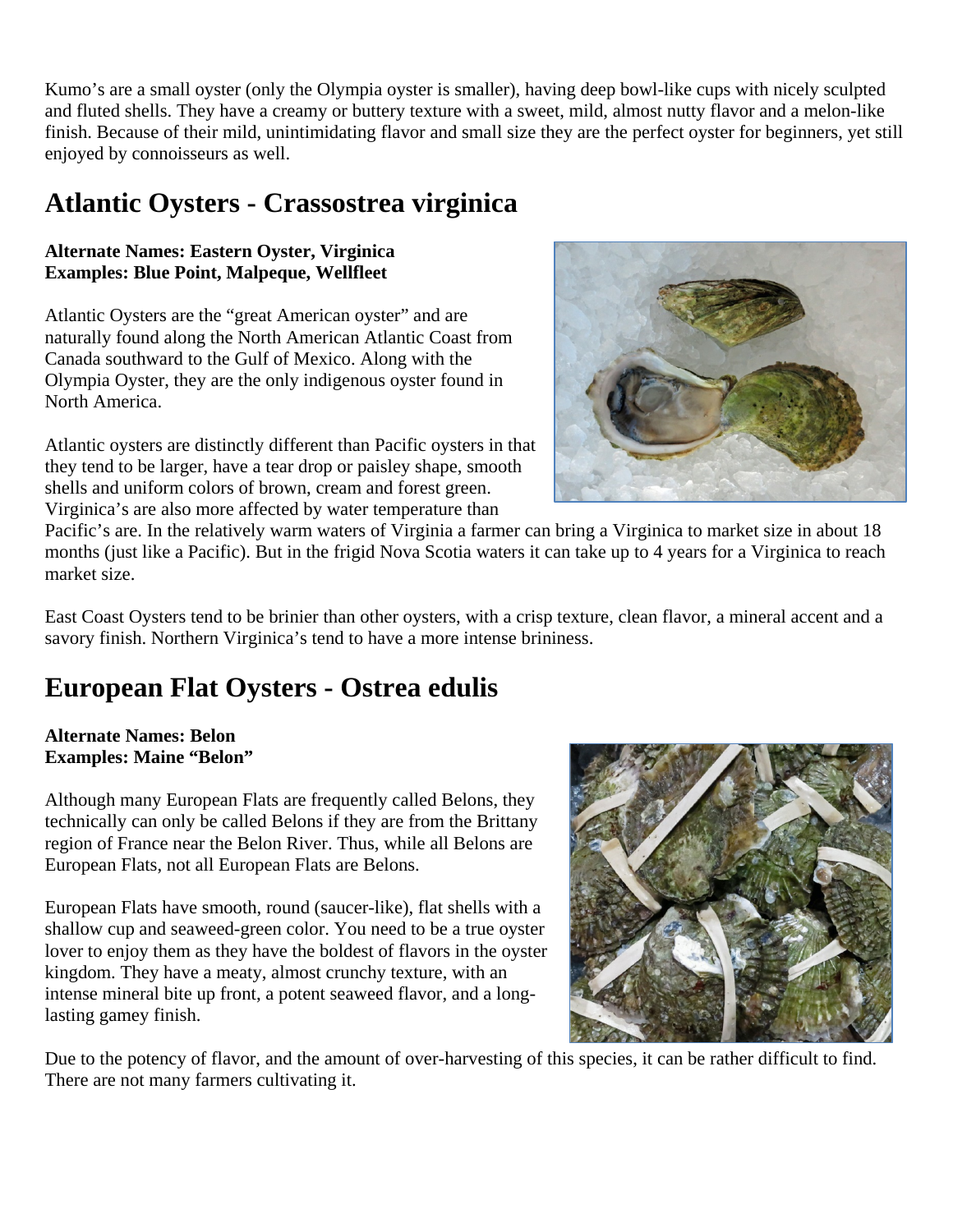Kumo's are a small oyster (only the Olympia oyster is smaller), having deep bowl-like cups with nicely sculpted and fluted shells. They have a creamy or buttery texture with a sweet, mild, almost nutty flavor and a melon-like finish. Because of their mild, unintimidating flavor and small size they are the perfect oyster for beginners, yet still enjoyed by connoisseurs as well.

## Atlantic Oysters - Crassostrea virginica

**Alternate Names: Eastern Oyster, Virginica**
**Examples: Blue Point, Malpeque, Wellfleet**

Atlantic Oysters are the "great American oyster" and are naturally found along the North American Atlantic Coast from Canada southward to the Gulf of Mexico. Along with the Olympia Oyster, they are the only indigenous oyster found in North America.

Atlantic oysters are distinctly different than Pacific oysters in that they tend to be larger, have a tear drop or paisley shape, smooth shells and uniform colors of brown, cream and forest green. Virginica's are also more affected by water temperature than Pacific's are. In the relatively warm waters of Virginia a farmer can bring a Virginica to market size in about 18 months (just like a Pacific). But in the frigid Nova Scotia waters it can take up to 4 years for a Virginica to reach market size.

East Coast Oysters tend to be brinier than other oysters, with a crisp texture, clean flavor, a mineral accent and a savory finish. Northern Virginica's tend to have a more intense brininess.

## European Flat Oysters - Ostrea edulis

**Alternate Names: Belon**
**Examples: Maine "Belon"**

Although many European Flats are frequently called Belons, they technically can only be called Belons if they are from the Brittany region of France near the Belon River. Thus, while all Belons are European Flats, not all European Flats are Belons.

European Flats have smooth, round (saucer-like), flat shells with a shallow cup and seaweed-green color. You need to be a true oyster lover to enjoy them as they have the boldest of flavors in the oyster kingdom. They have a meaty, almost crunchy texture, with an intense mineral bite up front, a potent seaweed flavor, and a long-lasting gamey finish.

Due to the potency of flavor, and the amount of over-harvesting of this species, it can be rather difficult to find. There are not many farmers cultivating it.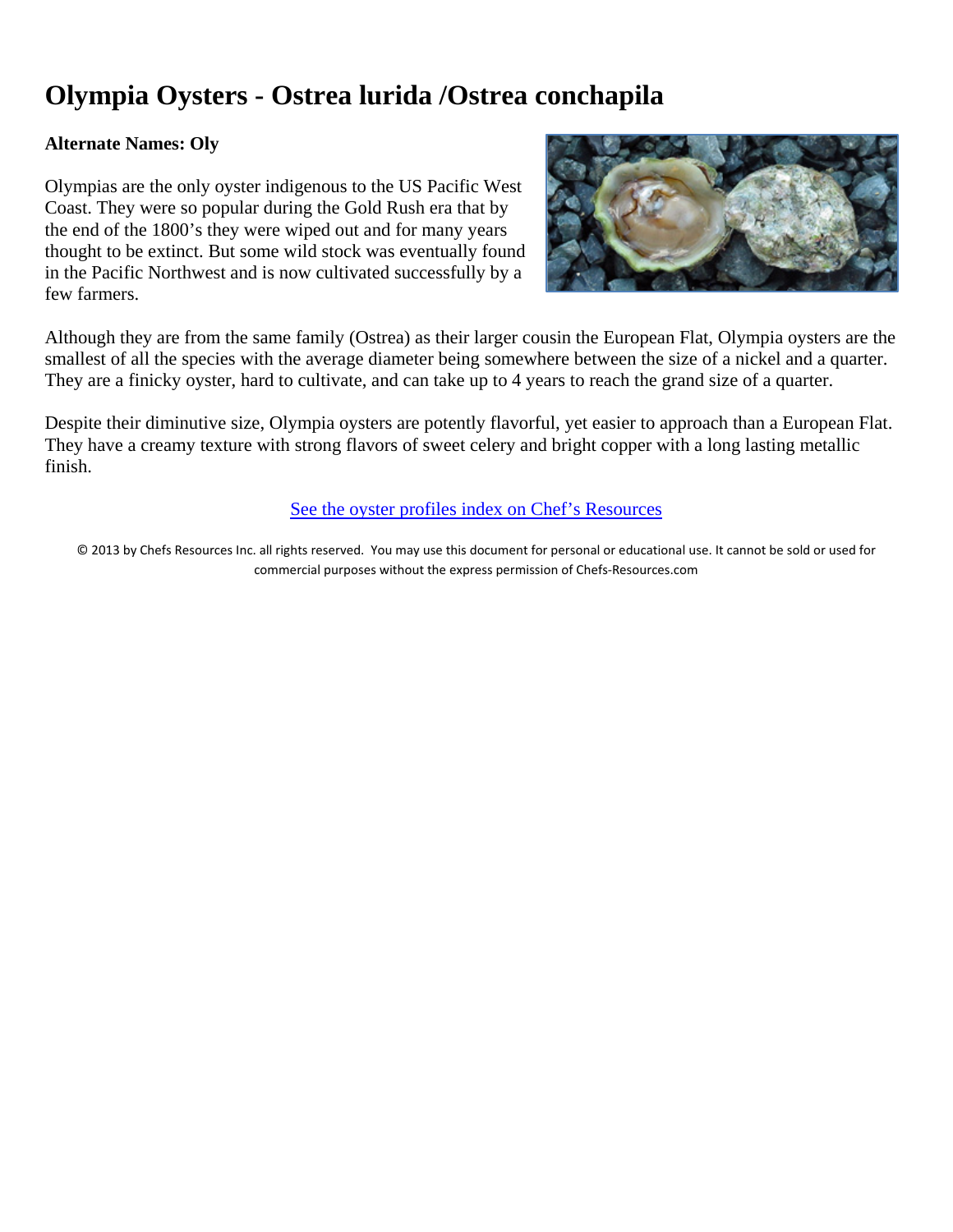# Olympia Oysters - Ostrea lurida /Ostrea conchapila

**Alternate Names: Oly**

Olympias are the only oyster indigenous to the US Pacific West Coast. They were so popular during the Gold Rush era that by the end of the 1800's they were wiped out and for many years thought to be extinct. But some wild stock was eventually found in the Pacific Northwest and is now cultivated successfully by a few farmers.

Although they are from the same family (Ostrea) as their larger cousin the European Flat, Olympia oysters are the smallest of all the species with the average diameter being somewhere between the size of a nickel and a quarter. They are a finicky oyster, hard to cultivate, and can take up to 4 years to reach the grand size of a quarter.

Despite their diminutive size, Olympia oysters are potently flavorful, yet easier to approach than a European Flat. They have a creamy texture with strong flavors of sweet celery and bright copper with a long lasting metallic finish.

See the oyster profiles index on Chef's Resources

© 2013 by Chefs Resources Inc. all rights reserved. You may use this document for personal or educational use. It cannot be sold or used for commercial purposes without the express permission of Chefs-Resources.com